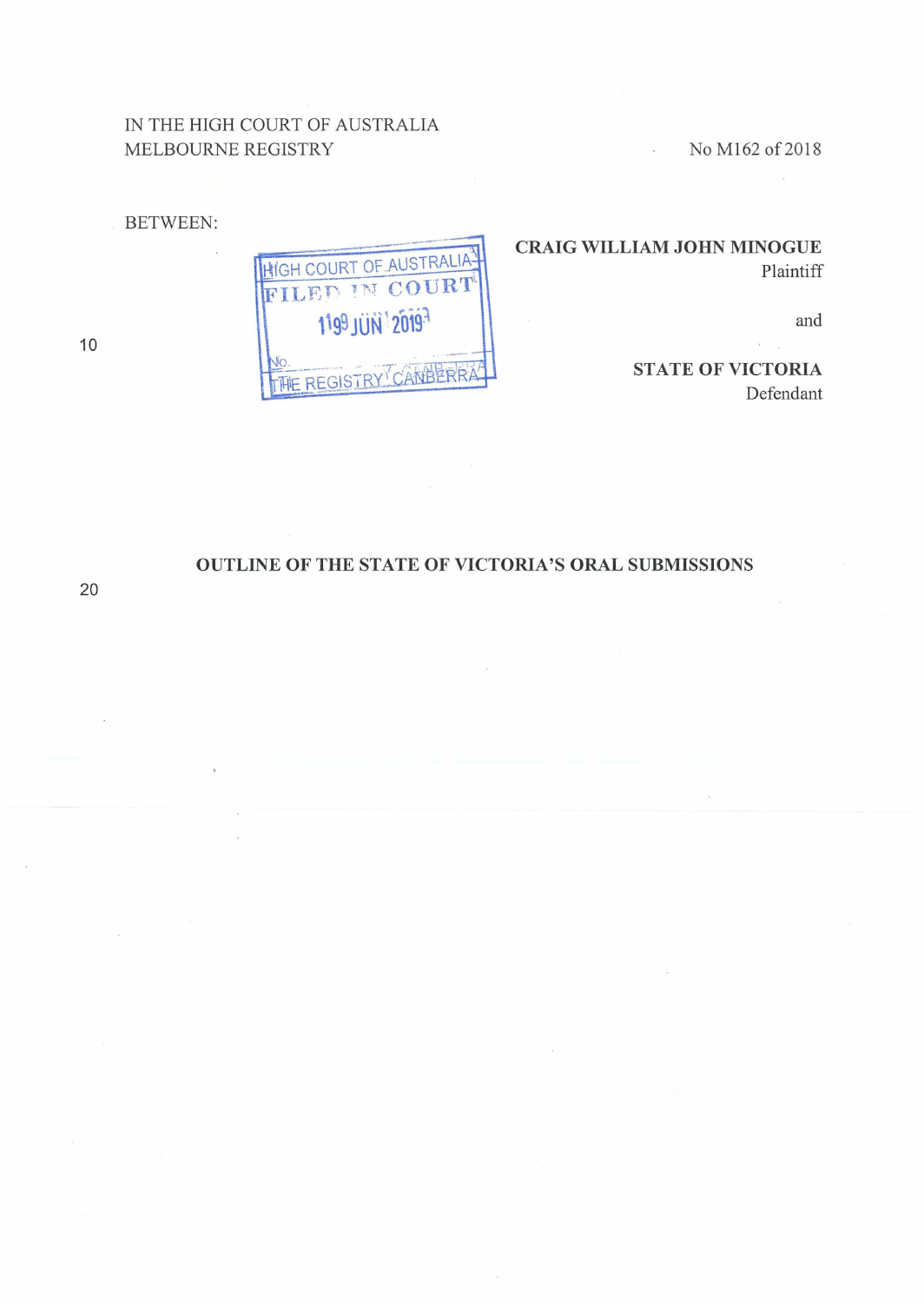IN THE HIGH COURT OF AUSTRALIA
MELBOURNE REGISTRY

No M162 of 2018

BETWEEN:

**CRAIG WILLIAM JOHN MINOGUE**
Plaintiff

and

**STATE OF VICTORIA**
Defendant

HIGH COURT OF AUSTRALIA
FILED IN COURT
19 JUN 2019
No.
THE REGISTRY CANBERRA

## OUTLINE OF THE STATE OF VICTORIA'S ORAL SUBMISSIONS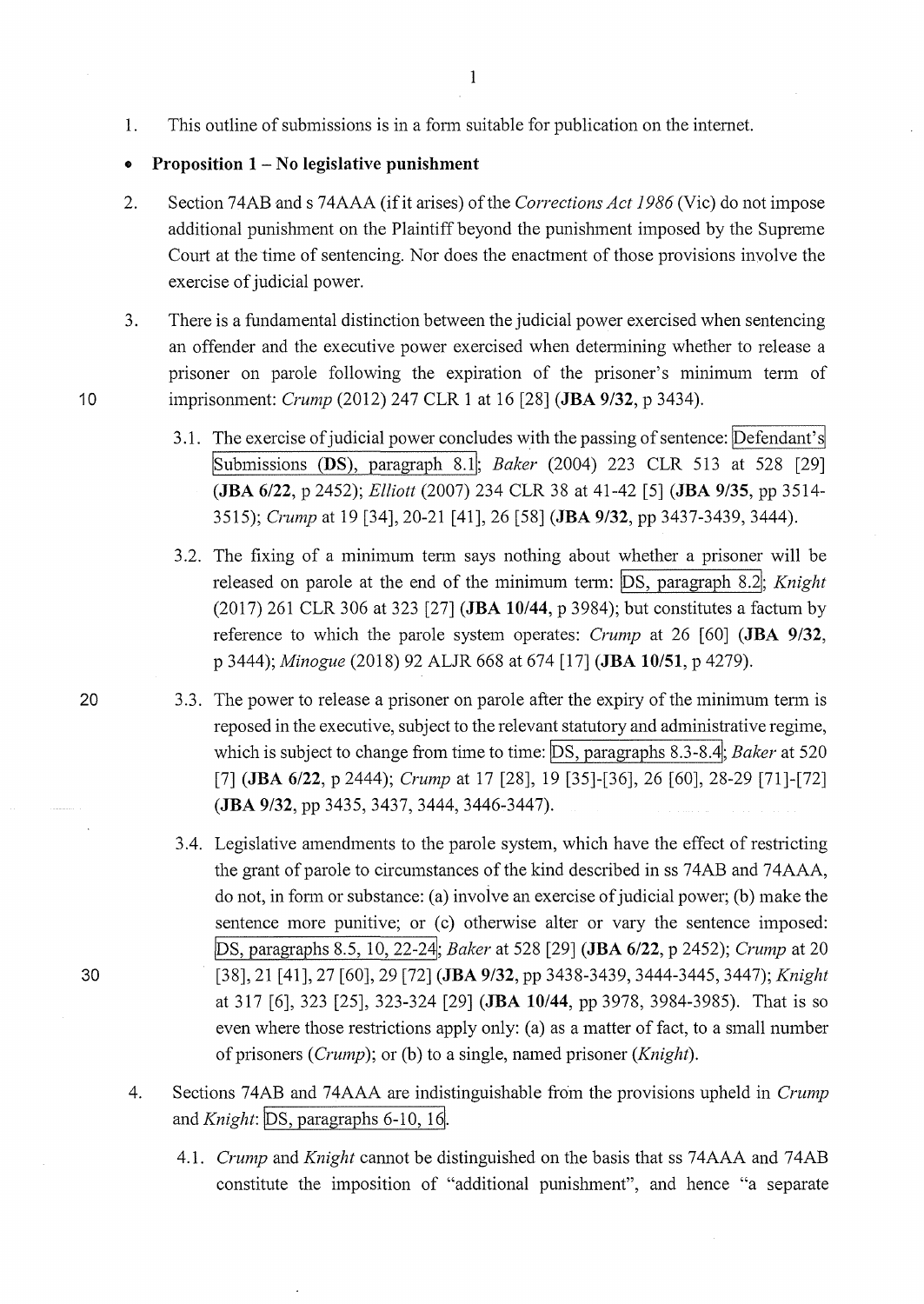1. This outline of submissions is in a form suitable for publication on the internet.

- **Proposition 1 – No legislative punishment**

2. Section 74AB and s 74AAA (if it arises) of the *Corrections Act 1986* (Vic) do not impose additional punishment on the Plaintiff beyond the punishment imposed by the Supreme Court at the time of sentencing. Nor does the enactment of those provisions involve the exercise of judicial power.

3. There is a fundamental distinction between the judicial power exercised when sentencing an offender and the executive power exercised when determining whether to release a prisoner on parole following the expiration of the prisoner's minimum term of imprisonment: *Crump* (2012) 247 CLR 1 at 16 [28] (**JBA 9/32**, p 3434).

   3.1. The exercise of judicial power concludes with the passing of sentence: Defendant's Submissions (**DS**), paragraph 8.1; *Baker* (2004) 223 CLR 513 at 528 [29] (**JBA 6/22**, p 2452); *Elliott* (2007) 234 CLR 38 at 41-42 [5] (**JBA 9/35**, pp 3514-3515); *Crump* at 19 [34], 20-21 [41], 26 [58] (**JBA 9/32**, pp 3437-3439, 3444).

   3.2. The fixing of a minimum term says nothing about whether a prisoner will be released on parole at the end of the minimum term: DS, paragraph 8.2; *Knight* (2017) 261 CLR 306 at 323 [27] (**JBA 10/44**, p 3984); but constitutes a factum by reference to which the parole system operates: *Crump* at 26 [60] (**JBA 9/32**, p 3444); *Minogue* (2018) 92 ALJR 668 at 674 [17] (**JBA 10/51**, p 4279).

   3.3. The power to release a prisoner on parole after the expiry of the minimum term is reposed in the executive, subject to the relevant statutory and administrative regime, which is subject to change from time to time: DS, paragraphs 8.3-8.4; *Baker* at 520 [7] (**JBA 6/22**, p 2444); *Crump* at 17 [28], 19 [35]-[36], 26 [60], 28-29 [71]-[72] (**JBA 9/32**, pp 3435, 3437, 3444, 3446-3447).

   3.4. Legislative amendments to the parole system, which have the effect of restricting the grant of parole to circumstances of the kind described in ss 74AB and 74AAA, do not, in form or substance: (a) involve an exercise of judicial power; (b) make the sentence more punitive; or (c) otherwise alter or vary the sentence imposed: DS, paragraphs 8.5, 10, 22-24; *Baker* at 528 [29] (**JBA 6/22**, p 2452); *Crump* at 20 [38], 21 [41], 27 [60], 29 [72] (**JBA 9/32**, pp 3438-3439, 3444-3445, 3447); *Knight* at 317 [6], 323 [25], 323-324 [29] (**JBA 10/44**, pp 3978, 3984-3985). That is so even where those restrictions apply only: (a) as a matter of fact, to a small number of prisoners (*Crump*); or (b) to a single, named prisoner (*Knight*).

4. Sections 74AB and 74AAA are indistinguishable from the provisions upheld in *Crump* and *Knight*: DS, paragraphs 6-10, 16.

   4.1. *Crump* and *Knight* cannot be distinguished on the basis that ss 74AAA and 74AB constitute the imposition of "additional punishment", and hence "a separate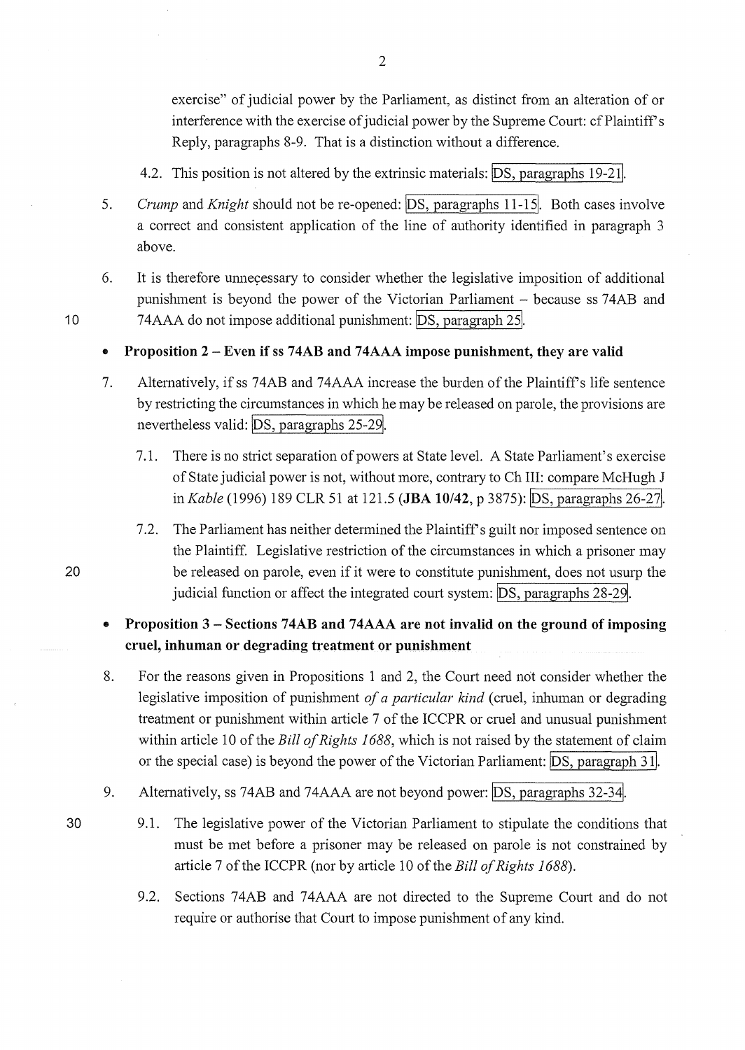exercise" of judicial power by the Parliament, as distinct from an alteration of or interference with the exercise of judicial power by the Supreme Court: cf Plaintiff's Reply, paragraphs 8-9. That is a distinction without a difference.

4.2. This position is not altered by the extrinsic materials: DS, paragraphs 19-21.

5. *Crump* and *Knight* should not be re-opened: DS, paragraphs 11-15. Both cases involve a correct and consistent application of the line of authority identified in paragraph 3 above.

6. It is therefore unnecessary to consider whether the legislative imposition of additional punishment is beyond the power of the Victorian Parliament – because ss 74AB and 74AAA do not impose additional punishment: DS, paragraph 25.

- **Proposition 2 – Even if ss 74AB and 74AAA impose punishment, they are valid**

7. Alternatively, if ss 74AB and 74AAA increase the burden of the Plaintiff's life sentence by restricting the circumstances in which he may be released on parole, the provisions are nevertheless valid: DS, paragraphs 25-29.

   7.1. There is no strict separation of powers at State level. A State Parliament's exercise of State judicial power is not, without more, contrary to Ch III: compare McHugh J in *Kable* (1996) 189 CLR 51 at 121.5 (**JBA 10/42**, p 3875): DS, paragraphs 26-27.

   7.2. The Parliament has neither determined the Plaintiff's guilt nor imposed sentence on the Plaintiff. Legislative restriction of the circumstances in which a prisoner may be released on parole, even if it were to constitute punishment, does not usurp the judicial function or affect the integrated court system: DS, paragraphs 28-29.

- **Proposition 3 – Sections 74AB and 74AAA are not invalid on the ground of imposing cruel, inhuman or degrading treatment or punishment**

8. For the reasons given in Propositions 1 and 2, the Court need not consider whether the legislative imposition of punishment *of a particular kind* (cruel, inhuman or degrading treatment or punishment within article 7 of the ICCPR or cruel and unusual punishment within article 10 of the *Bill of Rights 1688*, which is not raised by the statement of claim or the special case) is beyond the power of the Victorian Parliament: DS, paragraph 31.

9. Alternatively, ss 74AB and 74AAA are not beyond power: DS, paragraphs 32-34.

   9.1. The legislative power of the Victorian Parliament to stipulate the conditions that must be met before a prisoner may be released on parole is not constrained by article 7 of the ICCPR (nor by article 10 of the *Bill of Rights 1688*).

   9.2. Sections 74AB and 74AAA are not directed to the Supreme Court and do not require or authorise that Court to impose punishment of any kind.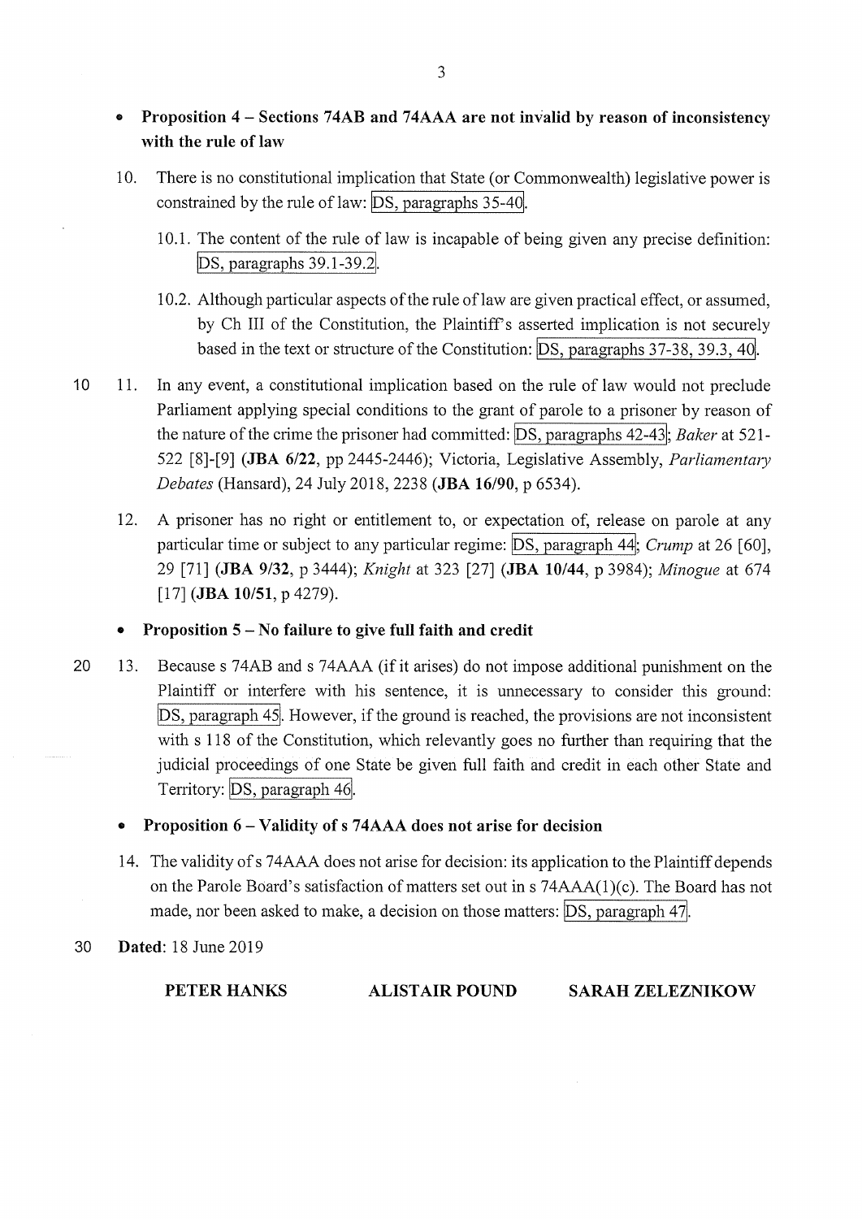- **Proposition 4 – Sections 74AB and 74AAA are not invalid by reason of inconsistency with the rule of law**

10. There is no constitutional implication that State (or Commonwealth) legislative power is constrained by the rule of law: DS, paragraphs 35-40.

    10.1. The content of the rule of law is incapable of being given any precise definition: DS, paragraphs 39.1-39.2.

    10.2. Although particular aspects of the rule of law are given practical effect, or assumed, by Ch III of the Constitution, the Plaintiff's asserted implication is not securely based in the text or structure of the Constitution: DS, paragraphs 37-38, 39.3, 40.

11. In any event, a constitutional implication based on the rule of law would not preclude Parliament applying special conditions to the grant of parole to a prisoner by reason of the nature of the crime the prisoner had committed: DS, paragraphs 42-43; *Baker* at 521-522 [8]-[9] (**JBA 6/22**, pp 2445-2446); Victoria, Legislative Assembly, *Parliamentary Debates* (Hansard), 24 July 2018, 2238 (**JBA 16/90**, p 6534).

12. A prisoner has no right or entitlement to, or expectation of, release on parole at any particular time or subject to any particular regime: DS, paragraph 44; *Crump* at 26 [60], 29 [71] (**JBA 9/32**, p 3444); *Knight* at 323 [27] (**JBA 10/44**, p 3984); *Minogue* at 674 [17] (**JBA 10/51**, p 4279).

- **Proposition 5 – No failure to give full faith and credit**

13. Because s 74AB and s 74AAA (if it arises) do not impose additional punishment on the Plaintiff or interfere with his sentence, it is unnecessary to consider this ground: DS, paragraph 45. However, if the ground is reached, the provisions are not inconsistent with s 118 of the Constitution, which relevantly goes no further than requiring that the judicial proceedings of one State be given full faith and credit in each other State and Territory: DS, paragraph 46.

- **Proposition 6 – Validity of s 74AAA does not arise for decision**

14. The validity of s 74AAA does not arise for decision: its application to the Plaintiff depends on the Parole Board's satisfaction of matters set out in s 74AAA(1)(c). The Board has not made, nor been asked to make, a decision on those matters: DS, paragraph 47.

**Dated**: 18 June 2019

**PETER HANKS** **ALISTAIR POUND** **SARAH ZELEZNIKOW**